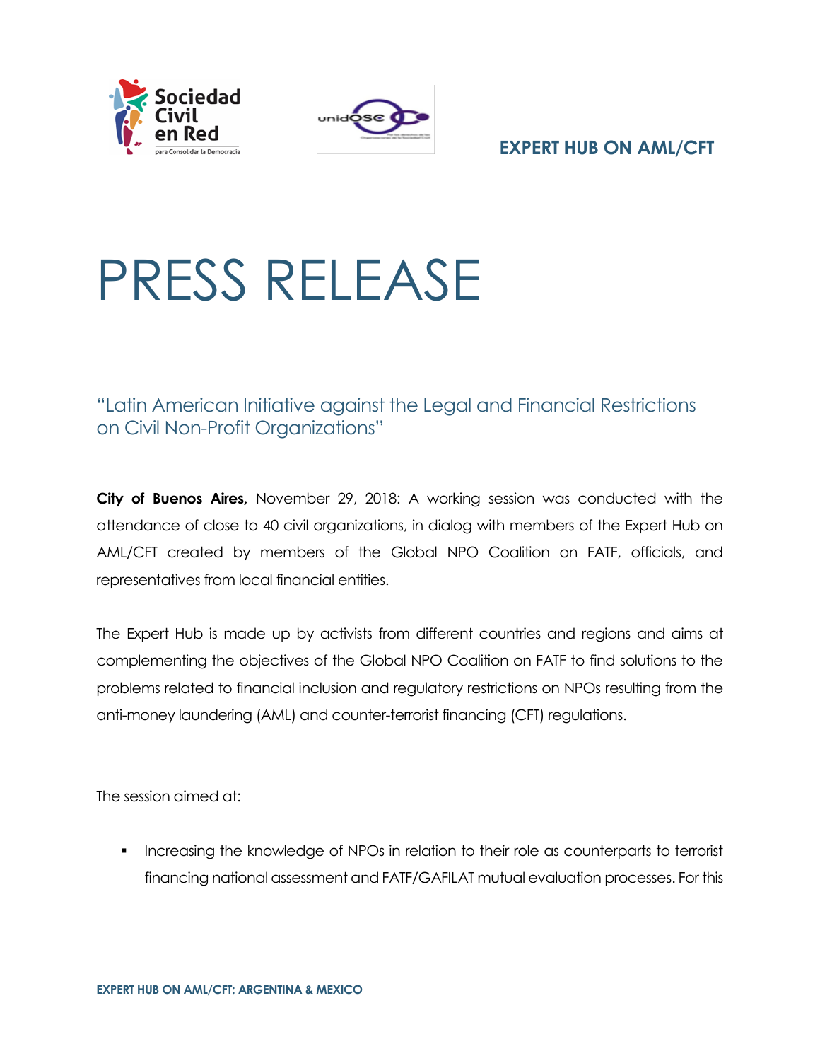# PRESS RELEASE

## "Latin American Initiative against the Legal and Financial Restrictions on Civil Non-Profit Organizations"

**City of Buenos Aires,** November 29, 2018: A working session was conducted with the attendance of close to 40 civil organizations, in dialog with members of the Expert Hub on AML/CFT created by members of the Global NPO Coalition on FATF, officials, and representatives from local financial entities.

The Expert Hub is made up by activists from different countries and regions and aims at complementing the objectives of the Global NPO Coalition on FATF to find solutions to the problems related to financial inclusion and regulatory restrictions on NPOs resulting from the anti-money laundering (AML) and counter-terrorist financing (CFT) regulations.

The session aimed at:

- Increasing the knowledge of NPOs in relation to their role as counterparts to terrorist financing national assessment and FATF/GAFILAT mutual evaluation processes. For this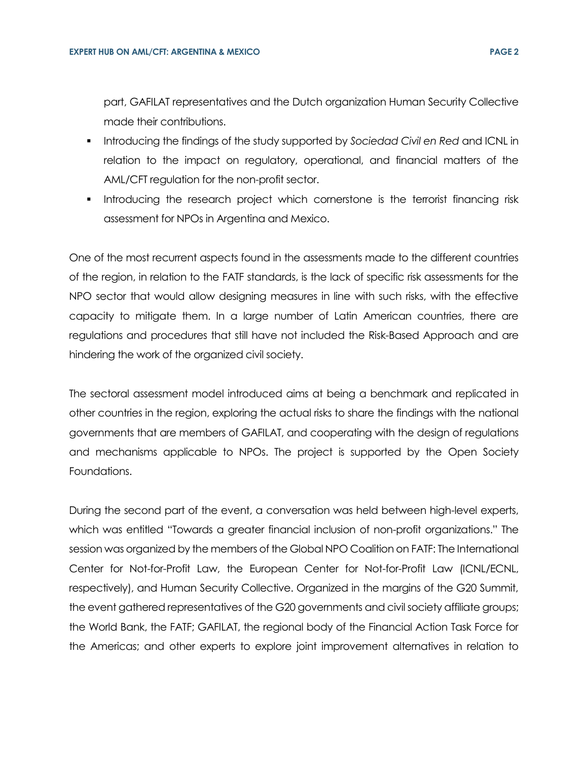part, GAFILAT representatives and the Dutch organization Human Security Collective made their contributions.

- Introducing the findings of the study supported by *Sociedad Civil en Red* and ICNL in relation to the impact on regulatory, operational, and financial matters of the AML/CFT regulation for the non-profit sector.
- Introducing the research project which cornerstone is the terrorist financing risk assessment for NPOs in Argentina and Mexico.

One of the most recurrent aspects found in the assessments made to the different countries of the region, in relation to the FATF standards, is the lack of specific risk assessments for the NPO sector that would allow designing measures in line with such risks, with the effective capacity to mitigate them. In a large number of Latin American countries, there are regulations and procedures that still have not included the Risk-Based Approach and are hindering the work of the organized civil society.

The sectoral assessment model introduced aims at being a benchmark and replicated in other countries in the region, exploring the actual risks to share the findings with the national governments that are members of GAFILAT, and cooperating with the design of regulations and mechanisms applicable to NPOs. The project is supported by the Open Society Foundations.

During the second part of the event, a conversation was held between high-level experts, which was entitled "Towards a greater financial inclusion of non-profit organizations." The session was organized by the members of the Global NPO Coalition on FATF: The International Center for Not-for-Profit Law, the European Center for Not-for-Profit Law (ICNL/ECNL, respectively), and Human Security Collective. Organized in the margins of the G20 Summit, the event gathered representatives of the G20 governments and civil society affiliate groups; the World Bank, the FATF; GAFILAT, the regional body of the Financial Action Task Force for the Americas; and other experts to explore joint improvement alternatives in relation to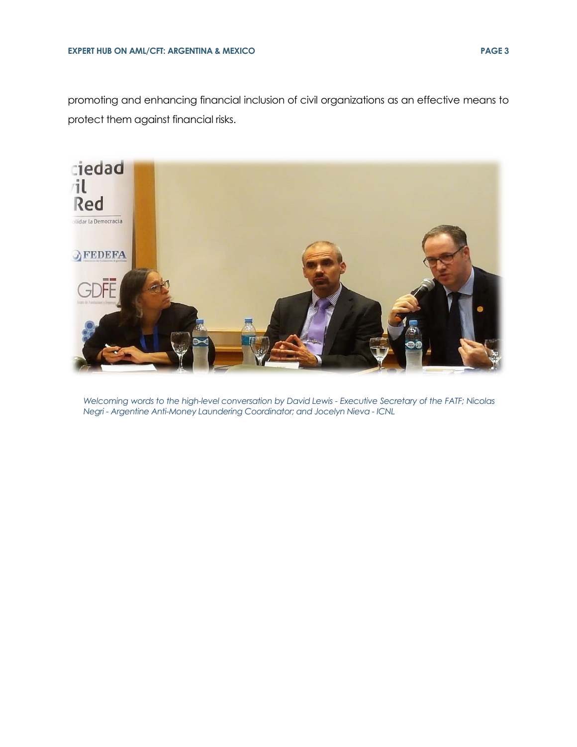promoting and enhancing financial inclusion of civil organizations as an effective means to protect them against financial risks.

*Welcoming words to the high-level conversation by David Lewis - Executive Secretary of the FATF; Nicolas Negri - Argentine Anti-Money Laundering Coordinator; and Jocelyn Nieva - ICNL*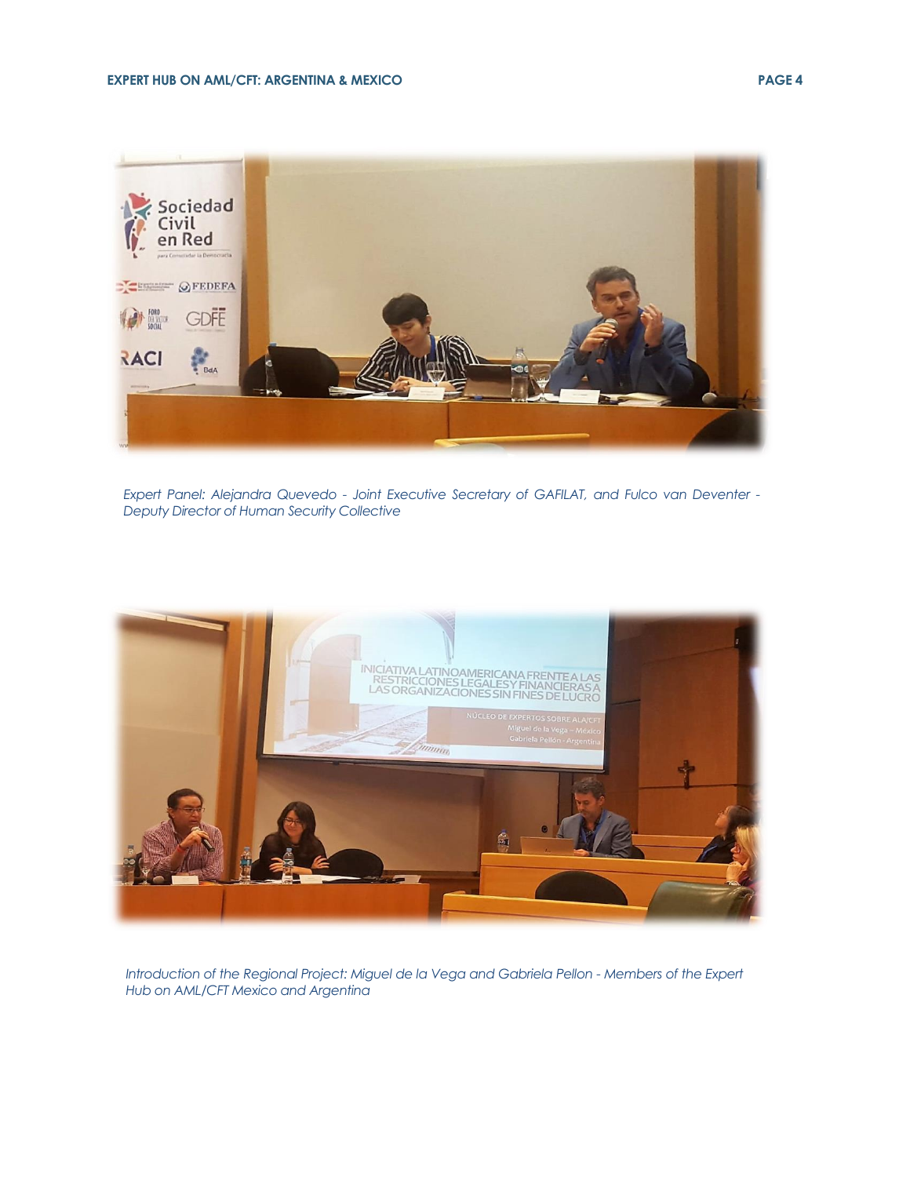*Expert Panel: Alejandra Quevedo - Joint Executive Secretary of GAFILAT, and Fulco van Deventer - Deputy Director of Human Security Collective*

*Introduction of the Regional Project: Miguel de la Vega and Gabriela Pellon - Members of the Expert Hub on AML/CFT Mexico and Argentina*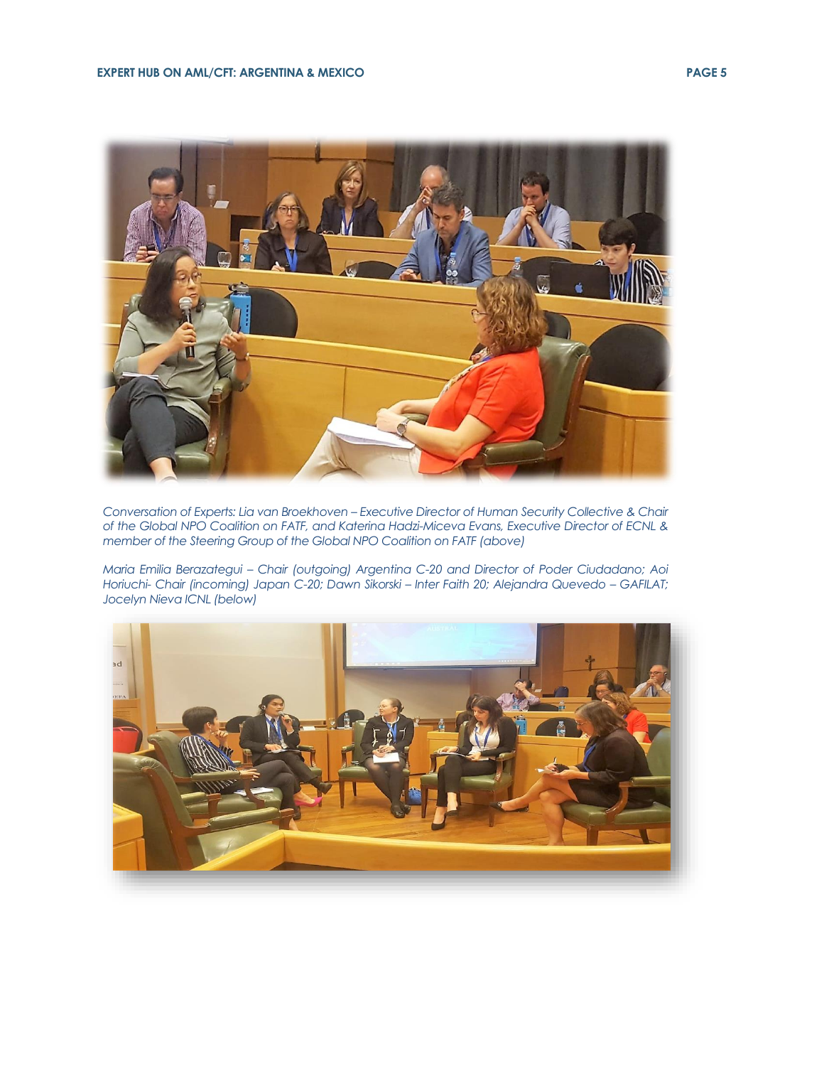*Conversation of Experts: Lia van Broekhoven – Executive Director of Human Security Collective & Chair of the Global NPO Coalition on FATF, and Katerina Hadzi-Miceva Evans, Executive Director of ECNL & member of the Steering Group of the Global NPO Coalition on FATF (above)*

*Maria Emilia Berazategui – Chair (outgoing) Argentina C-20 and Director of Poder Ciudadano; Aoi Horiuchi- Chair (incoming) Japan C-20; Dawn Sikorski – Inter Faith 20; Alejandra Quevedo – GAFILAT; Jocelyn Nieva ICNL (below)*